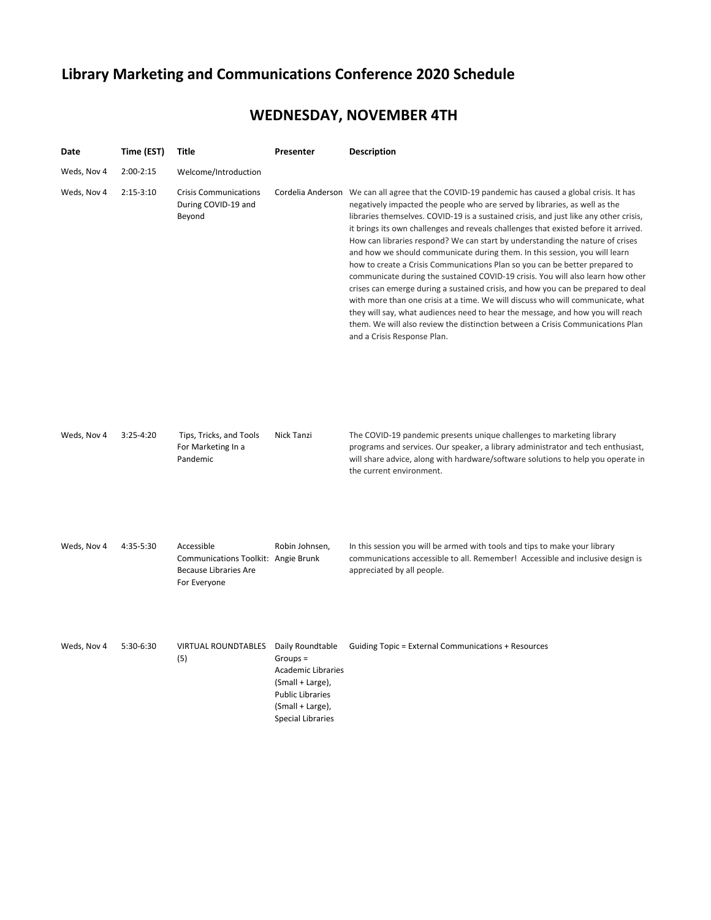# Library Marketing and Communications Conference 2020 Schedule

## WEDNESDAY, NOVEMBER 4TH

| Date | Time (EST) | Title | Presenter | Description |
|---|---|---|---|---|
| Weds, Nov 4 | 2:00-2:15 | Welcome/Introduction | | |
| Weds, Nov 4 | 2:15-3:10 | Crisis Communications During COVID-19 and Beyond | Cordelia Anderson | We can all agree that the COVID-19 pandemic has caused a global crisis. It has negatively impacted the people who are served by libraries, as well as the libraries themselves. COVID-19 is a sustained crisis, and just like any other crisis, it brings its own challenges and reveals challenges that existed before it arrived. How can libraries respond? We can start by understanding the nature of crises and how we should communicate during them. In this session, you will learn how to create a Crisis Communications Plan so you can be better prepared to communicate during the sustained COVID-19 crisis. You will also learn how other crises can emerge during a sustained crisis, and how you can be prepared to deal with more than one crisis at a time. We will discuss who will communicate, what they will say, what audiences need to hear the message, and how you will reach them. We will also review the distinction between a Crisis Communications Plan and a Crisis Response Plan. |
| Weds, Nov 4 | 3:25-4:20 | Tips, Tricks, and Tools For Marketing In a Pandemic | Nick Tanzi | The COVID-19 pandemic presents unique challenges to marketing library programs and services. Our speaker, a library administrator and tech enthusiast, will share advice, along with hardware/software solutions to help you operate in the current environment. |
| Weds, Nov 4 | 4:35-5:30 | Accessible Communications Toolkit: Because Libraries Are For Everyone | Robin Johnsen, Angie Brunk | In this session you will be armed with tools and tips to make your library communications accessible to all. Remember! Accessible and inclusive design is appreciated by all people. |
| Weds, Nov 4 | 5:30-6:30 | VIRTUAL ROUNDTABLES (5) | Daily Roundtable Groups = Academic Libraries (Small + Large), Public Libraries (Small + Large), Special Libraries | Guiding Topic = External Communications + Resources |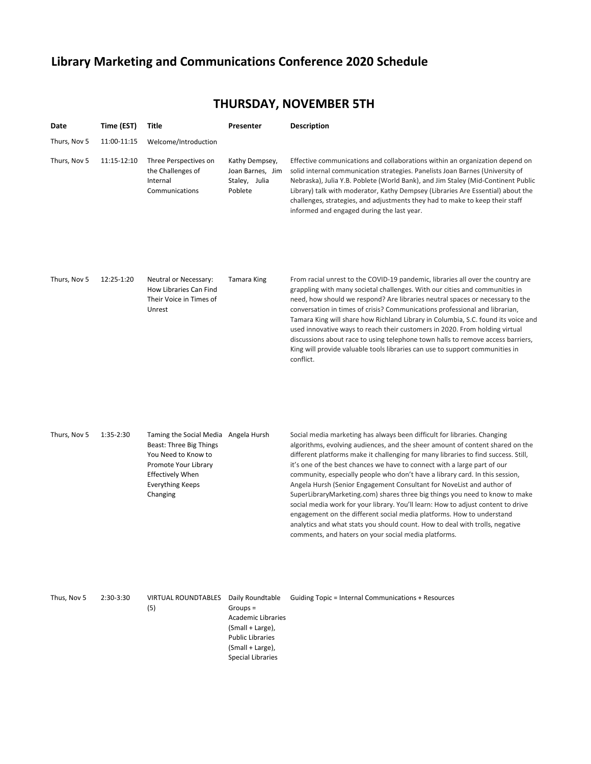# Library Marketing and Communications Conference 2020 Schedule

## THURSDAY, NOVEMBER 5TH

| Date | Time (EST) | Title | Presenter | Description |
|---|---|---|---|---|
| Thurs, Nov 5 | 11:00-11:15 | Welcome/Introduction | | |
| Thurs, Nov 5 | 11:15-12:10 | Three Perspectives on the Challenges of Internal Communications | Kathy Dempsey, Joan Barnes, Jim Staley, Julia Poblete | Effective communications and collaborations within an organization depend on solid internal communication strategies. Panelists Joan Barnes (University of Nebraska), Julia Y.B. Poblete (World Bank), and Jim Staley (Mid-Continent Public Library) talk with moderator, Kathy Dempsey (Libraries Are Essential) about the challenges, strategies, and adjustments they had to make to keep their staff informed and engaged during the last year. |
| Thurs, Nov 5 | 12:25-1:20 | Neutral or Necessary: How Libraries Can Find Their Voice in Times of Unrest | Tamara King | From racial unrest to the COVID-19 pandemic, libraries all over the country are grappling with many societal challenges. With our cities and communities in need, how should we respond? Are libraries neutral spaces or necessary to the conversation in times of crisis? Communications professional and librarian, Tamara King will share how Richland Library in Columbia, S.C. found its voice and used innovative ways to reach their customers in 2020. From holding virtual discussions about race to using telephone town halls to remove access barriers, King will provide valuable tools libraries can use to support communities in conflict. |
| Thurs, Nov 5 | 1:35-2:30 | Taming the Social Media Beast: Three Big Things You Need to Know to Promote Your Library Effectively When Everything Keeps Changing | Angela Hursh | Social media marketing has always been difficult for libraries. Changing algorithms, evolving audiences, and the sheer amount of content shared on the different platforms make it challenging for many libraries to find success. Still, it's one of the best chances we have to connect with a large part of our community, especially people who don't have a library card. In this session, Angela Hursh (Senior Engagement Consultant for NoveList and author of SuperLibraryMarketing.com) shares three big things you need to know to make social media work for your library. You'll learn: How to adjust content to drive engagement on the different social media platforms. How to understand analytics and what stats you should count. How to deal with trolls, negative comments, and haters on your social media platforms. |
| Thus, Nov 5 | 2:30-3:30 | VIRTUAL ROUNDTABLES (5) | Daily Roundtable Groups = Academic Libraries (Small + Large), Public Libraries (Small + Large), Special Libraries | Guiding Topic = Internal Communications + Resources |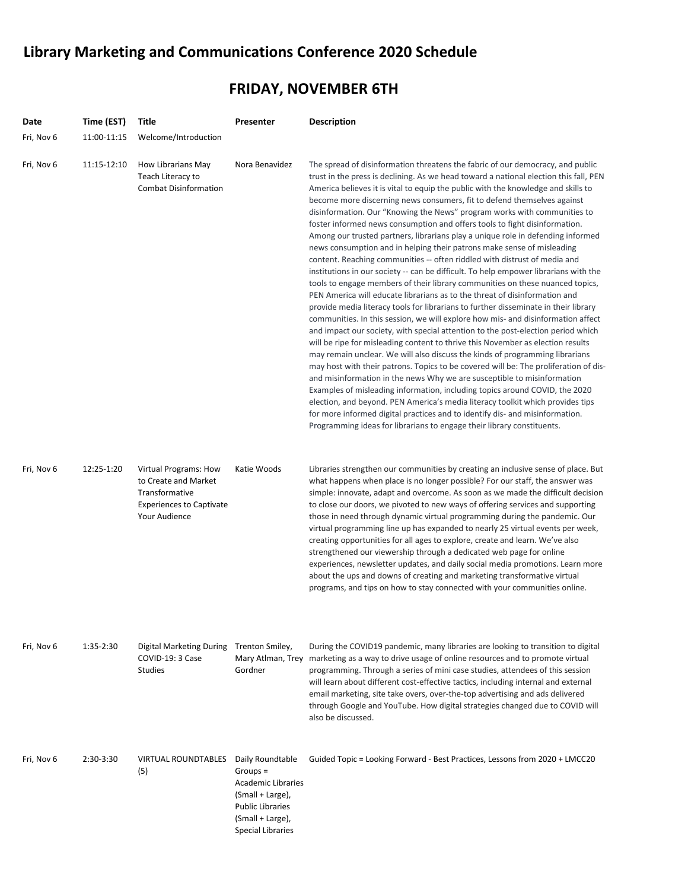# Library Marketing and Communications Conference 2020 Schedule

## FRIDAY, NOVEMBER 6TH

| Date | Time (EST) | Title | Presenter | Description |
|---|---|---|---|---|
| Fri, Nov 6 | 11:00-11:15 | Welcome/Introduction | | |
| Fri, Nov 6 | 11:15-12:10 | How Librarians May Teach Literacy to Combat Disinformation | Nora Benavidez | The spread of disinformation threatens the fabric of our democracy, and public trust in the press is declining. As we head toward a national election this fall, PEN America believes it is vital to equip the public with the knowledge and skills to become more discerning news consumers, fit to defend themselves against disinformation. Our "Knowing the News" program works with communities to foster informed news consumption and offers tools to fight disinformation. Among our trusted partners, librarians play a unique role in defending informed news consumption and in helping their patrons make sense of misleading content. Reaching communities -- often riddled with distrust of media and institutions in our society -- can be difficult. To help empower librarians with the tools to engage members of their library communities on these nuanced topics, PEN America will educate librarians as to the threat of disinformation and provide media literacy tools for librarians to further disseminate in their library communities. In this session, we will explore how mis- and disinformation affect and impact our society, with special attention to the post-election period which will be ripe for misleading content to thrive this November as election results may remain unclear. We will also discuss the kinds of programming librarians may host with their patrons. Topics to be covered will be: The proliferation of dis- and misinformation in the news Why we are susceptible to misinformation Examples of misleading information, including topics around COVID, the 2020 election, and beyond. PEN America's media literacy toolkit which provides tips for more informed digital practices and to identify dis- and misinformation. Programming ideas for librarians to engage their library constituents. |
| Fri, Nov 6 | 12:25-1:20 | Virtual Programs: How to Create and Market Transformative Experiences to Captivate Your Audience | Katie Woods | Libraries strengthen our communities by creating an inclusive sense of place. But what happens when place is no longer possible? For our staff, the answer was simple: innovate, adapt and overcome. As soon as we made the difficult decision to close our doors, we pivoted to new ways of offering services and supporting those in need through dynamic virtual programming during the pandemic. Our virtual programming line up has expanded to nearly 25 virtual events per week, creating opportunities for all ages to explore, create and learn. We've also strengthened our viewership through a dedicated web page for online experiences, newsletter updates, and daily social media promotions. Learn more about the ups and downs of creating and marketing transformative virtual programs, and tips on how to stay connected with your communities online. |
| Fri, Nov 6 | 1:35-2:30 | Digital Marketing During COVID-19: 3 Case Studies | Trenton Smiley, Mary Atlman, Trey Gordner | During the COVID19 pandemic, many libraries are looking to transition to digital marketing as a way to drive usage of online resources and to promote virtual programming. Through a series of mini case studies, attendees of this session will learn about different cost-effective tactics, including internal and external email marketing, site take overs, over-the-top advertising and ads delivered through Google and YouTube. How digital strategies changed due to COVID will also be discussed. |
| Fri, Nov 6 | 2:30-3:30 | VIRTUAL ROUNDTABLES (5) | Daily Roundtable Groups = Academic Libraries (Small + Large), Public Libraries (Small + Large), Special Libraries | Guided Topic = Looking Forward - Best Practices, Lessons from 2020 + LMCC20 |